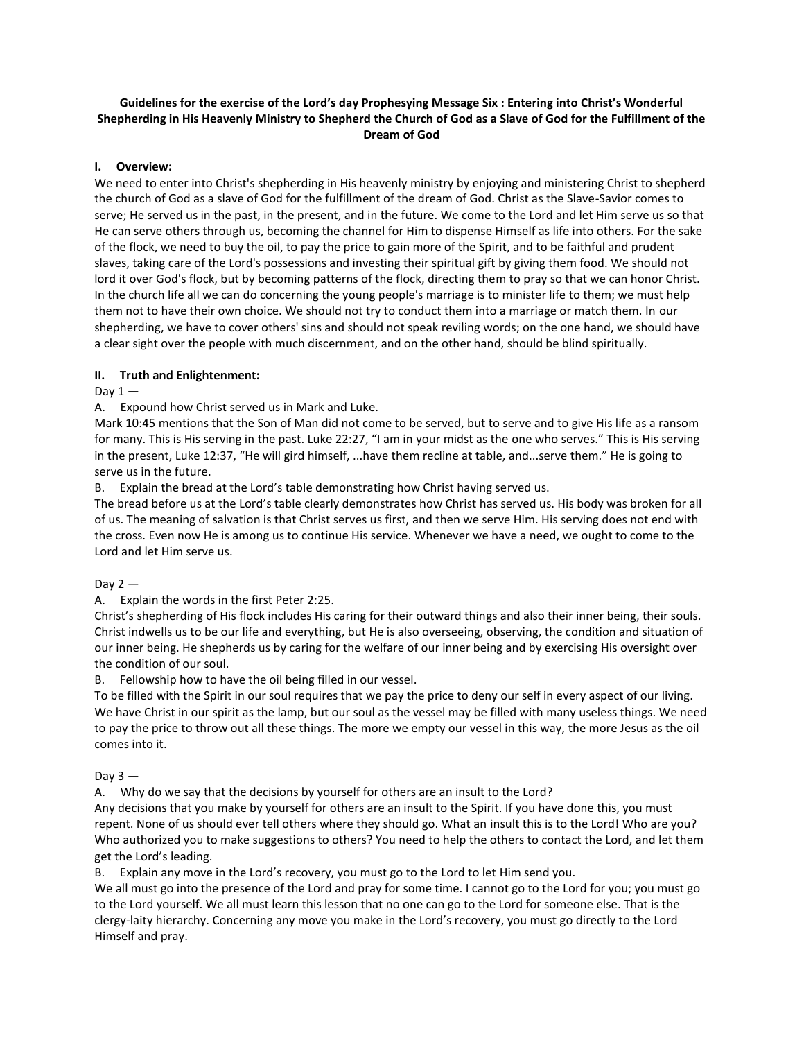**Guidelines for the exercise of the Lord's day Prophesying Message Six : Entering into Christ's Wonderful Shepherding in His Heavenly Ministry to Shepherd the Church of God as a Slave of God for the Fulfillment of the Dream of God**

## I. Overview:

We need to enter into Christ's shepherding in His heavenly ministry by enjoying and ministering Christ to shepherd the church of God as a slave of God for the fulfillment of the dream of God. Christ as the Slave-Savior comes to serve; He served us in the past, in the present, and in the future. We come to the Lord and let Him serve us so that He can serve others through us, becoming the channel for Him to dispense Himself as life into others. For the sake of the flock, we need to buy the oil, to pay the price to gain more of the Spirit, and to be faithful and prudent slaves, taking care of the Lord's possessions and investing their spiritual gift by giving them food. We should not lord it over God's flock, but by becoming patterns of the flock, directing them to pray so that we can honor Christ. In the church life all we can do concerning the young people's marriage is to minister life to them; we must help them not to have their own choice. We should not try to conduct them into a marriage or match them. In our shepherding, we have to cover others' sins and should not speak reviling words; on the one hand, we should have a clear sight over the people with much discernment, and on the other hand, should be blind spiritually.

## II. Truth and Enlightenment:

Day 1 —

A. Expound how Christ served us in Mark and Luke.

Mark 10:45 mentions that the Son of Man did not come to be served, but to serve and to give His life as a ransom for many. This is His serving in the past. Luke 22:27, "I am in your midst as the one who serves." This is His serving in the present, Luke 12:37, "He will gird himself, ...have them recline at table, and...serve them." He is going to serve us in the future.

B. Explain the bread at the Lord's table demonstrating how Christ having served us.

The bread before us at the Lord's table clearly demonstrates how Christ has served us. His body was broken for all of us. The meaning of salvation is that Christ serves us first, and then we serve Him. His serving does not end with the cross. Even now He is among us to continue His service. Whenever we have a need, we ought to come to the Lord and let Him serve us.

Day 2 —

A. Explain the words in the first Peter 2:25.

Christ's shepherding of His flock includes His caring for their outward things and also their inner being, their souls. Christ indwells us to be our life and everything, but He is also overseeing, observing, the condition and situation of our inner being. He shepherds us by caring for the welfare of our inner being and by exercising His oversight over the condition of our soul.

B. Fellowship how to have the oil being filled in our vessel.

To be filled with the Spirit in our soul requires that we pay the price to deny our self in every aspect of our living. We have Christ in our spirit as the lamp, but our soul as the vessel may be filled with many useless things. We need to pay the price to throw out all these things. The more we empty our vessel in this way, the more Jesus as the oil comes into it.

Day 3 —

A. Why do we say that the decisions by yourself for others are an insult to the Lord?

Any decisions that you make by yourself for others are an insult to the Spirit. If you have done this, you must repent. None of us should ever tell others where they should go. What an insult this is to the Lord! Who are you? Who authorized you to make suggestions to others? You need to help the others to contact the Lord, and let them get the Lord's leading.

B. Explain any move in the Lord's recovery, you must go to the Lord to let Him send you.

We all must go into the presence of the Lord and pray for some time. I cannot go to the Lord for you; you must go to the Lord yourself. We all must learn this lesson that no one can go to the Lord for someone else. That is the clergy-laity hierarchy. Concerning any move you make in the Lord's recovery, you must go directly to the Lord Himself and pray.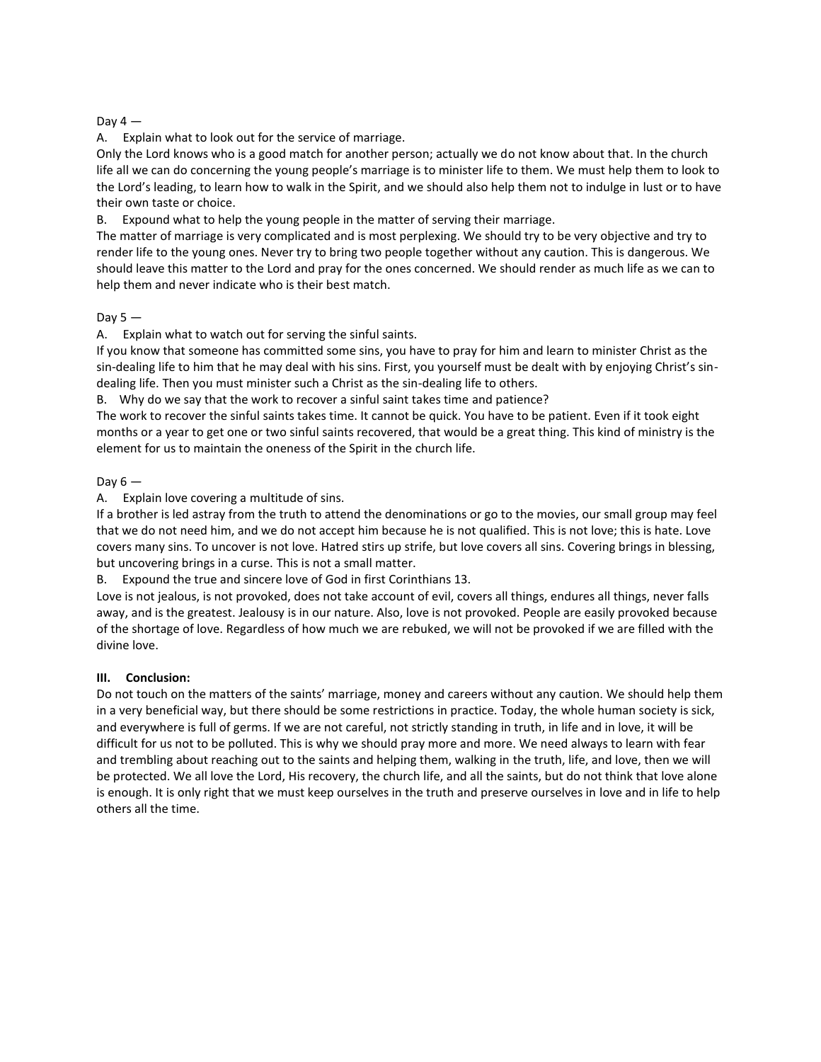Day 4 —

A. Explain what to look out for the service of marriage.

Only the Lord knows who is a good match for another person; actually we do not know about that. In the church life all we can do concerning the young people's marriage is to minister life to them. We must help them to look to the Lord's leading, to learn how to walk in the Spirit, and we should also help them not to indulge in lust or to have their own taste or choice.

B. Expound what to help the young people in the matter of serving their marriage.

The matter of marriage is very complicated and is most perplexing. We should try to be very objective and try to render life to the young ones. Never try to bring two people together without any caution. This is dangerous. We should leave this matter to the Lord and pray for the ones concerned. We should render as much life as we can to help them and never indicate who is their best match.

Day 5 —

A. Explain what to watch out for serving the sinful saints.

If you know that someone has committed some sins, you have to pray for him and learn to minister Christ as the sin-dealing life to him that he may deal with his sins. First, you yourself must be dealt with by enjoying Christ's sin-dealing life. Then you must minister such a Christ as the sin-dealing life to others.

B. Why do we say that the work to recover a sinful saint takes time and patience?

The work to recover the sinful saints takes time. It cannot be quick. You have to be patient. Even if it took eight months or a year to get one or two sinful saints recovered, that would be a great thing. This kind of ministry is the element for us to maintain the oneness of the Spirit in the church life.

Day 6 —

A. Explain love covering a multitude of sins.

If a brother is led astray from the truth to attend the denominations or go to the movies, our small group may feel that we do not need him, and we do not accept him because he is not qualified. This is not love; this is hate. Love covers many sins. To uncover is not love. Hatred stirs up strife, but love covers all sins. Covering brings in blessing, but uncovering brings in a curse. This is not a small matter.

B. Expound the true and sincere love of God in first Corinthians 13.

Love is not jealous, is not provoked, does not take account of evil, covers all things, endures all things, never falls away, and is the greatest. Jealousy is in our nature. Also, love is not provoked. People are easily provoked because of the shortage of love. Regardless of how much we are rebuked, we will not be provoked if we are filled with the divine love.

**III. Conclusion:**

Do not touch on the matters of the saints' marriage, money and careers without any caution. We should help them in a very beneficial way, but there should be some restrictions in practice. Today, the whole human society is sick, and everywhere is full of germs. If we are not careful, not strictly standing in truth, in life and in love, it will be difficult for us not to be polluted. This is why we should pray more and more. We need always to learn with fear and trembling about reaching out to the saints and helping them, walking in the truth, life, and love, then we will be protected. We all love the Lord, His recovery, the church life, and all the saints, but do not think that love alone is enough. It is only right that we must keep ourselves in the truth and preserve ourselves in love and in life to help others all the time.